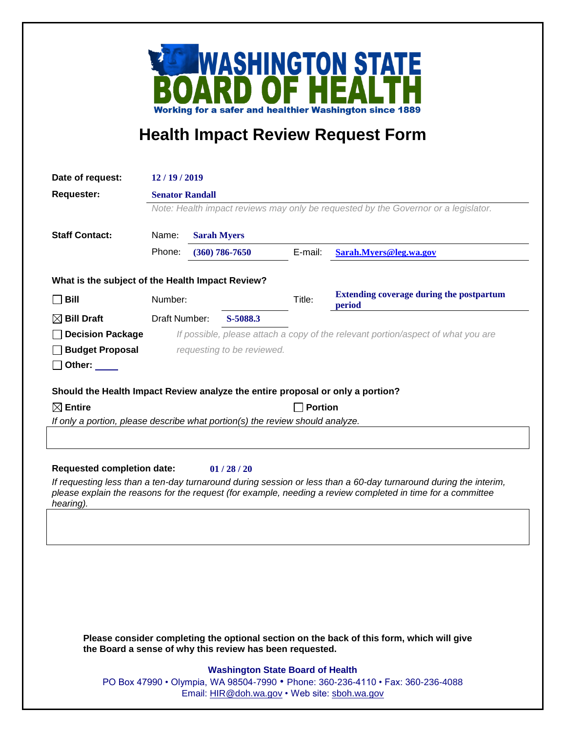# WASHINGTON STATE BOARD OF HEALTH

**Working for a safer and healthier Washington since 1889**

## Health Impact Review Request Form

**Date of request:** 12 / 19 / 2019

**Requester:** Senator Randall

*Note: Health impact reviews may only be requested by the Governor or a legislator.*

**Staff Contact:**

Name: Sarah Myers

Phone: (360) 786-7650 E-mail: Sarah.Myers@leg.wa.gov

**What is the subject of the Health Impact Review?**

- ☐ **Bill** Number: Title: **Extending coverage during the postpartum period**
- ☒ **Bill Draft** Draft Number: S-5088.3
- ☐ **Decision Package**
- ☐ **Budget Proposal**
- ☐ **Other:** ____

*If possible, please attach a copy of the relevant portion/aspect of what you are requesting to be reviewed.*

**Should the Health Impact Review analyze the entire proposal or only a portion?**

☒ **Entire** ☐ **Portion**

*If only a portion, please describe what portion(s) the review should analyze.*

**Requested completion date:** 01 / 28 / 20

*If requesting less than a ten-day turnaround during session or less than a 60-day turnaround during the interim, please explain the reasons for the request (for example, needing a review completed in time for a committee hearing).*

**Please consider completing the optional section on the back of this form, which will give the Board a sense of why this review has been requested.**

**Washington State Board of Health**
PO Box 47990 • Olympia, WA 98504-7990 • Phone: 360-236-4110 • Fax: 360-236-4088
Email: HIR@doh.wa.gov • Web site: sboh.wa.gov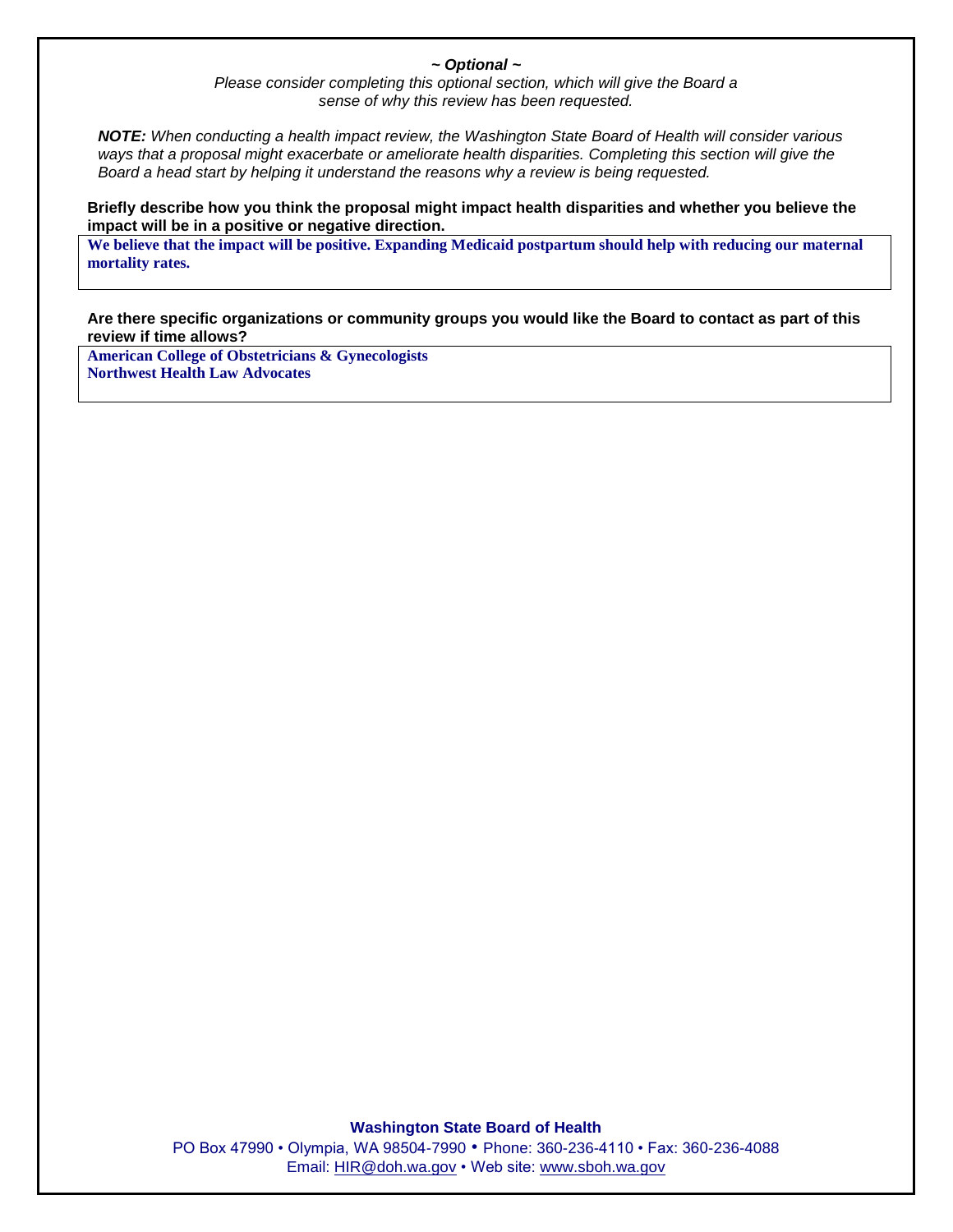***~ Optional ~***

*Please consider completing this optional section, which will give the Board a sense of why this review has been requested.*

***NOTE:*** *When conducting a health impact review, the Washington State Board of Health will consider various ways that a proposal might exacerbate or ameliorate health disparities. Completing this section will give the Board a head start by helping it understand the reasons why a review is being requested.*

**Briefly describe how you think the proposal might impact health disparities and whether you believe the impact will be in a positive or negative direction.**

**We believe that the impact will be positive. Expanding Medicaid postpartum should help with reducing our maternal mortality rates.**

**Are there specific organizations or community groups you would like the Board to contact as part of this review if time allows?**

**American College of Obstetricians & Gynecologists**
**Northwest Health Law Advocates**

**Washington State Board of Health**

PO Box 47990 • Olympia, WA 98504-7990 • Phone: 360-236-4110 • Fax: 360-236-4088
Email: HIR@doh.wa.gov • Web site: www.sboh.wa.gov